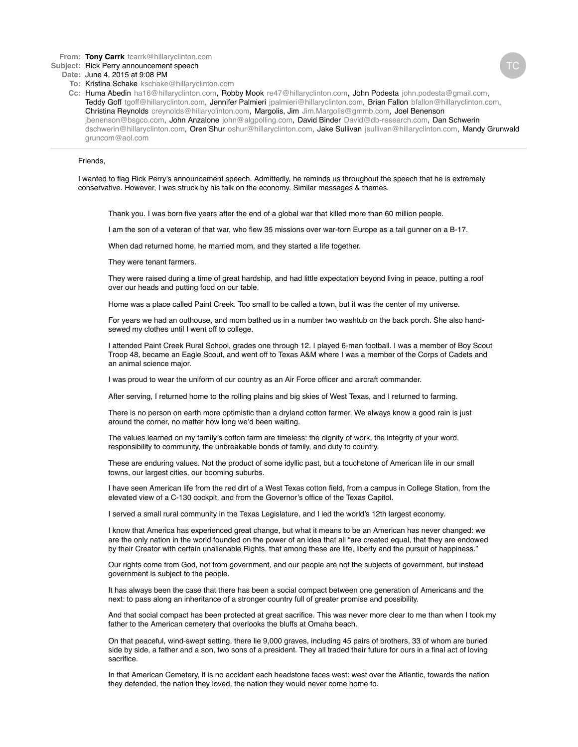**From:** **Tony Carrk** tcarrk@hillaryclinton.com
**Subject:** Rick Perry announcement speech
**Date:** June 4, 2015 at 9:08 PM
**To:** Kristina Schake kschake@hillaryclinton.com
**Cc:** Huma Abedin ha16@hillaryclinton.com, Robby Mook re47@hillaryclinton.com, John Podesta john.podesta@gmail.com, Teddy Goff tgoff@hillaryclinton.com, Jennifer Palmieri jpalmieri@hillaryclinton.com, Brian Fallon bfallon@hillaryclinton.com, Christina Reynolds creynolds@hillaryclinton.com, Margolis, Jim Jim.Margolis@gmmb.com, Joel Benenson jbenenson@bsgco.com, John Anzalone john@algpolling.com, David Binder David@db-research.com, Dan Schwerin dschwerin@hillaryclinton.com, Oren Shur oshur@hillaryclinton.com, Jake Sullivan jsullivan@hillaryclinton.com, Mandy Grunwald gruncom@aol.com

---

Friends,

I wanted to flag Rick Perry's announcement speech. Admittedly, he reminds us throughout the speech that he is extremely conservative. However, I was struck by his talk on the economy. Similar messages & themes.

> Thank you. I was born five years after the end of a global war that killed more than 60 million people.
>
> I am the son of a veteran of that war, who flew 35 missions over war-torn Europe as a tail gunner on a B-17.
>
> When dad returned home, he married mom, and they started a life together.
>
> They were tenant farmers.
>
> They were raised during a time of great hardship, and had little expectation beyond living in peace, putting a roof over our heads and putting food on our table.
>
> Home was a place called Paint Creek. Too small to be called a town, but it was the center of my universe.
>
> For years we had an outhouse, and mom bathed us in a number two washtub on the back porch. She also hand-sewed my clothes until I went off to college.
>
> I attended Paint Creek Rural School, grades one through 12. I played 6-man football. I was a member of Boy Scout Troop 48, became an Eagle Scout, and went off to Texas A&M where I was a member of the Corps of Cadets and an animal science major.
>
> I was proud to wear the uniform of our country as an Air Force officer and aircraft commander.
>
> After serving, I returned home to the rolling plains and big skies of West Texas, and I returned to farming.
>
> There is no person on earth more optimistic than a dryland cotton farmer. We always know a good rain is just around the corner, no matter how long we'd been waiting.
>
> The values learned on my family's cotton farm are timeless: the dignity of work, the integrity of your word, responsibility to community, the unbreakable bonds of family, and duty to country.
>
> These are enduring values. Not the product of some idyllic past, but a touchstone of American life in our small towns, our largest cities, our booming suburbs.
>
> I have seen American life from the red dirt of a West Texas cotton field, from a campus in College Station, from the elevated view of a C-130 cockpit, and from the Governor's office of the Texas Capitol.
>
> I served a small rural community in the Texas Legislature, and I led the world's 12th largest economy.
>
> I know that America has experienced great change, but what it means to be an American has never changed: we are the only nation in the world founded on the power of an idea that all "are created equal, that they are endowed by their Creator with certain unalienable Rights, that among these are life, liberty and the pursuit of happiness."
>
> Our rights come from God, not from government, and our people are not the subjects of government, but instead government is subject to the people.
>
> It has always been the case that there has been a social compact between one generation of Americans and the next: to pass along an inheritance of a stronger country full of greater promise and possibility.
>
> And that social compact has been protected at great sacrifice. This was never more clear to me than when I took my father to the American cemetery that overlooks the bluffs at Omaha beach.
>
> On that peaceful, wind-swept setting, there lie 9,000 graves, including 45 pairs of brothers, 33 of whom are buried side by side, a father and a son, two sons of a president. They all traded their future for ours in a final act of loving sacrifice.
>
> In that American Cemetery, it is no accident each headstone faces west: west over the Atlantic, towards the nation they defended, the nation they loved, the nation they would never come home to.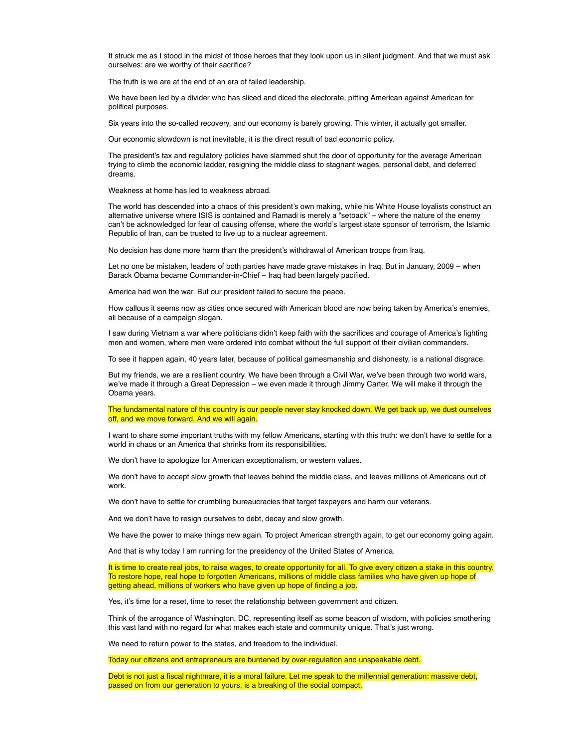It struck me as I stood in the midst of those heroes that they look upon us in silent judgment. And that we must ask ourselves: are we worthy of their sacrifice?

The truth is we are at the end of an era of failed leadership.

We have been led by a divider who has sliced and diced the electorate, pitting American against American for political purposes.

Six years into the so-called recovery, and our economy is barely growing. This winter, it actually got smaller.

Our economic slowdown is not inevitable, it is the direct result of bad economic policy.

The president's tax and regulatory policies have slammed shut the door of opportunity for the average American trying to climb the economic ladder, resigning the middle class to stagnant wages, personal debt, and deferred dreams.

Weakness at home has led to weakness abroad.

The world has descended into a chaos of this president's own making, while his White House loyalists construct an alternative universe where ISIS is contained and Ramadi is merely a "setback" – where the nature of the enemy can't be acknowledged for fear of causing offense, where the world's largest state sponsor of terrorism, the Islamic Republic of Iran, can be trusted to live up to a nuclear agreement.

No decision has done more harm than the president's withdrawal of American troops from Iraq.

Let no one be mistaken, leaders of both parties have made grave mistakes in Iraq. But in January, 2009 – when Barack Obama became Commander-in-Chief – Iraq had been largely pacified.

America had won the war. But our president failed to secure the peace.

How callous it seems now as cities once secured with American blood are now being taken by America's enemies, all because of a campaign slogan.

I saw during Vietnam a war where politicians didn't keep faith with the sacrifices and courage of America's fighting men and women, where men were ordered into combat without the full support of their civilian commanders.

To see it happen again, 40 years later, because of political gamesmanship and dishonesty, is a national disgrace.

But my friends, we are a resilient country. We have been through a Civil War, we've been through two world wars, we've made it through a Great Depression – we even made it through Jimmy Carter. We will make it through the Obama years.

The fundamental nature of this country is our people never stay knocked down. We get back up, we dust ourselves off, and we move forward. And we will again.

I want to share some important truths with my fellow Americans, starting with this truth: we don't have to settle for a world in chaos or an America that shrinks from its responsibilities.

We don't have to apologize for American exceptionalism, or western values.

We don't have to accept slow growth that leaves behind the middle class, and leaves millions of Americans out of work.

We don't have to settle for crumbling bureaucracies that target taxpayers and harm our veterans.

And we don't have to resign ourselves to debt, decay and slow growth.

We have the power to make things new again. To project American strength again, to get our economy going again.

And that is why today I am running for the presidency of the United States of America.

It is time to create real jobs, to raise wages, to create opportunity for all. To give every citizen a stake in this country. To restore hope, real hope to forgotten Americans, millions of middle class families who have given up hope of getting ahead, millions of workers who have given up hope of finding a job.

Yes, it's time for a reset, time to reset the relationship between government and citizen.

Think of the arrogance of Washington, DC, representing itself as some beacon of wisdom, with policies smothering this vast land with no regard for what makes each state and community unique. That's just wrong.

We need to return power to the states, and freedom to the individual.

Today our citizens and entrepreneurs are burdened by over-regulation and unspeakable debt.

Debt is not just a fiscal nightmare, it is a moral failure. Let me speak to the millennial generation: massive debt, passed on from our generation to yours, is a breaking of the social compact.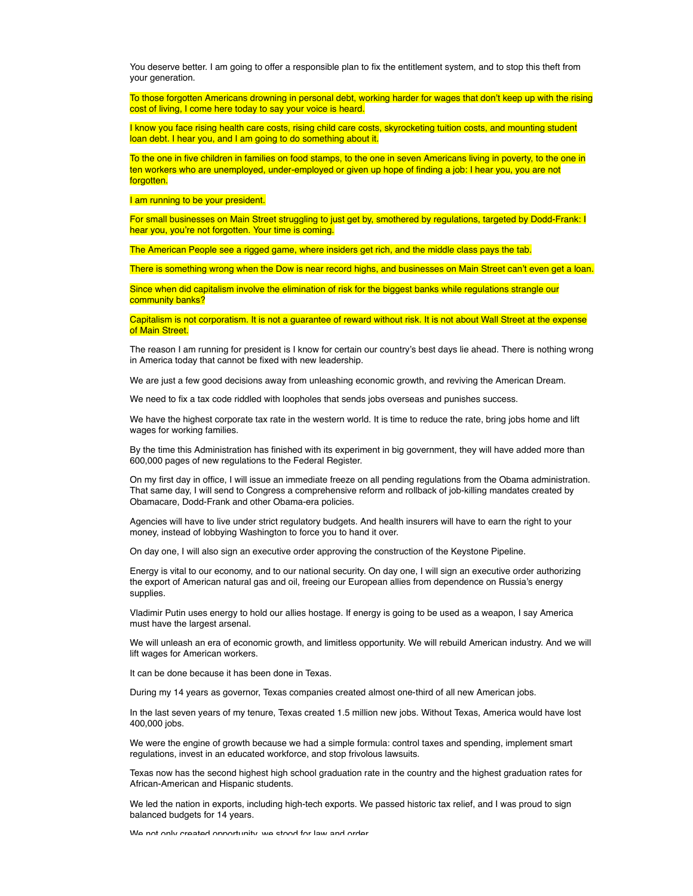You deserve better. I am going to offer a responsible plan to fix the entitlement system, and to stop this theft from your generation.

To those forgotten Americans drowning in personal debt, working harder for wages that don't keep up with the rising cost of living, I come here today to say your voice is heard.

I know you face rising health care costs, rising child care costs, skyrocketing tuition costs, and mounting student loan debt. I hear you, and I am going to do something about it.

To the one in five children in families on food stamps, to the one in seven Americans living in poverty, to the one in ten workers who are unemployed, under-employed or given up hope of finding a job: I hear you, you are not forgotten.

I am running to be your president.

For small businesses on Main Street struggling to just get by, smothered by regulations, targeted by Dodd-Frank: I hear you, you're not forgotten. Your time is coming.

The American People see a rigged game, where insiders get rich, and the middle class pays the tab.

There is something wrong when the Dow is near record highs, and businesses on Main Street can't even get a loan.

Since when did capitalism involve the elimination of risk for the biggest banks while regulations strangle our community banks?

Capitalism is not corporatism. It is not a guarantee of reward without risk. It is not about Wall Street at the expense of Main Street.

The reason I am running for president is I know for certain our country's best days lie ahead. There is nothing wrong in America today that cannot be fixed with new leadership.

We are just a few good decisions away from unleashing economic growth, and reviving the American Dream.

We need to fix a tax code riddled with loopholes that sends jobs overseas and punishes success.

We have the highest corporate tax rate in the western world. It is time to reduce the rate, bring jobs home and lift wages for working families.

By the time this Administration has finished with its experiment in big government, they will have added more than 600,000 pages of new regulations to the Federal Register.

On my first day in office, I will issue an immediate freeze on all pending regulations from the Obama administration. That same day, I will send to Congress a comprehensive reform and rollback of job-killing mandates created by Obamacare, Dodd-Frank and other Obama-era policies.

Agencies will have to live under strict regulatory budgets. And health insurers will have to earn the right to your money, instead of lobbying Washington to force you to hand it over.

On day one, I will also sign an executive order approving the construction of the Keystone Pipeline.

Energy is vital to our economy, and to our national security. On day one, I will sign an executive order authorizing the export of American natural gas and oil, freeing our European allies from dependence on Russia's energy supplies.

Vladimir Putin uses energy to hold our allies hostage. If energy is going to be used as a weapon, I say America must have the largest arsenal.

We will unleash an era of economic growth, and limitless opportunity. We will rebuild American industry. And we will lift wages for American workers.

It can be done because it has been done in Texas.

During my 14 years as governor, Texas companies created almost one-third of all new American jobs.

In the last seven years of my tenure, Texas created 1.5 million new jobs. Without Texas, America would have lost 400,000 jobs.

We were the engine of growth because we had a simple formula: control taxes and spending, implement smart regulations, invest in an educated workforce, and stop frivolous lawsuits.

Texas now has the second highest high school graduation rate in the country and the highest graduation rates for African-American and Hispanic students.

We led the nation in exports, including high-tech exports. We passed historic tax relief, and I was proud to sign balanced budgets for 14 years.

We not only created opportunity, we stood for law and order.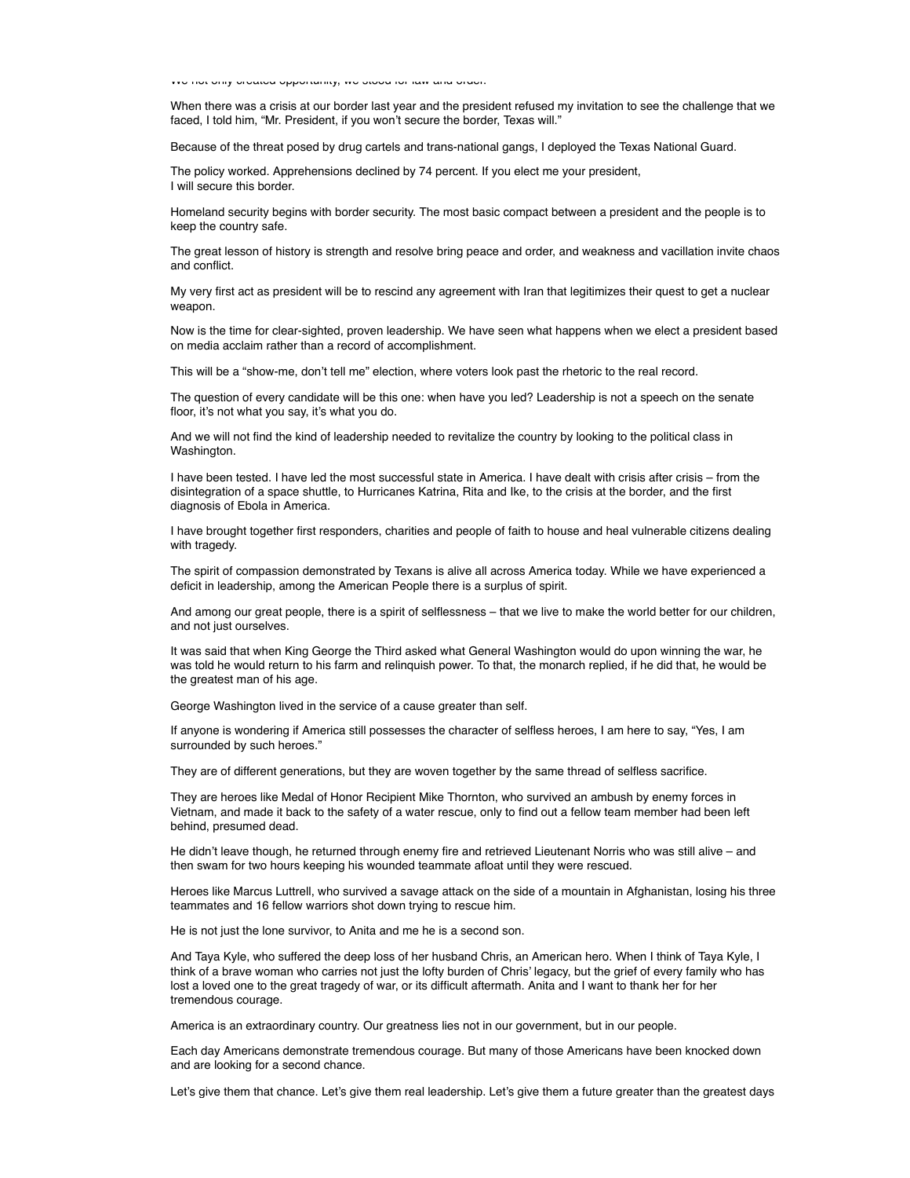We not only created opportunity, we stood for law and order.

When there was a crisis at our border last year and the president refused my invitation to see the challenge that we faced, I told him, "Mr. President, if you won't secure the border, Texas will."

Because of the threat posed by drug cartels and trans-national gangs, I deployed the Texas National Guard.

The policy worked. Apprehensions declined by 74 percent. If you elect me your president,
I will secure this border.

Homeland security begins with border security. The most basic compact between a president and the people is to keep the country safe.

The great lesson of history is strength and resolve bring peace and order, and weakness and vacillation invite chaos and conflict.

My very first act as president will be to rescind any agreement with Iran that legitimizes their quest to get a nuclear weapon.

Now is the time for clear-sighted, proven leadership. We have seen what happens when we elect a president based on media acclaim rather than a record of accomplishment.

This will be a "show-me, don't tell me" election, where voters look past the rhetoric to the real record.

The question of every candidate will be this one: when have you led? Leadership is not a speech on the senate floor, it's not what you say, it's what you do.

And we will not find the kind of leadership needed to revitalize the country by looking to the political class in Washington.

I have been tested. I have led the most successful state in America. I have dealt with crisis after crisis – from the disintegration of a space shuttle, to Hurricanes Katrina, Rita and Ike, to the crisis at the border, and the first diagnosis of Ebola in America.

I have brought together first responders, charities and people of faith to house and heal vulnerable citizens dealing with tragedy.

The spirit of compassion demonstrated by Texans is alive all across America today. While we have experienced a deficit in leadership, among the American People there is a surplus of spirit.

And among our great people, there is a spirit of selflessness – that we live to make the world better for our children, and not just ourselves.

It was said that when King George the Third asked what General Washington would do upon winning the war, he was told he would return to his farm and relinquish power. To that, the monarch replied, if he did that, he would be the greatest man of his age.

George Washington lived in the service of a cause greater than self.

If anyone is wondering if America still possesses the character of selfless heroes, I am here to say, "Yes, I am surrounded by such heroes."

They are of different generations, but they are woven together by the same thread of selfless sacrifice.

They are heroes like Medal of Honor Recipient Mike Thornton, who survived an ambush by enemy forces in Vietnam, and made it back to the safety of a water rescue, only to find out a fellow team member had been left behind, presumed dead.

He didn't leave though, he returned through enemy fire and retrieved Lieutenant Norris who was still alive – and then swam for two hours keeping his wounded teammate afloat until they were rescued.

Heroes like Marcus Luttrell, who survived a savage attack on the side of a mountain in Afghanistan, losing his three teammates and 16 fellow warriors shot down trying to rescue him.

He is not just the lone survivor, to Anita and me he is a second son.

And Taya Kyle, who suffered the deep loss of her husband Chris, an American hero. When I think of Taya Kyle, I think of a brave woman who carries not just the lofty burden of Chris' legacy, but the grief of every family who has lost a loved one to the great tragedy of war, or its difficult aftermath. Anita and I want to thank her for her tremendous courage.

America is an extraordinary country. Our greatness lies not in our government, but in our people.

Each day Americans demonstrate tremendous courage. But many of those Americans have been knocked down and are looking for a second chance.

Let's give them that chance. Let's give them real leadership. Let's give them a future greater than the greatest days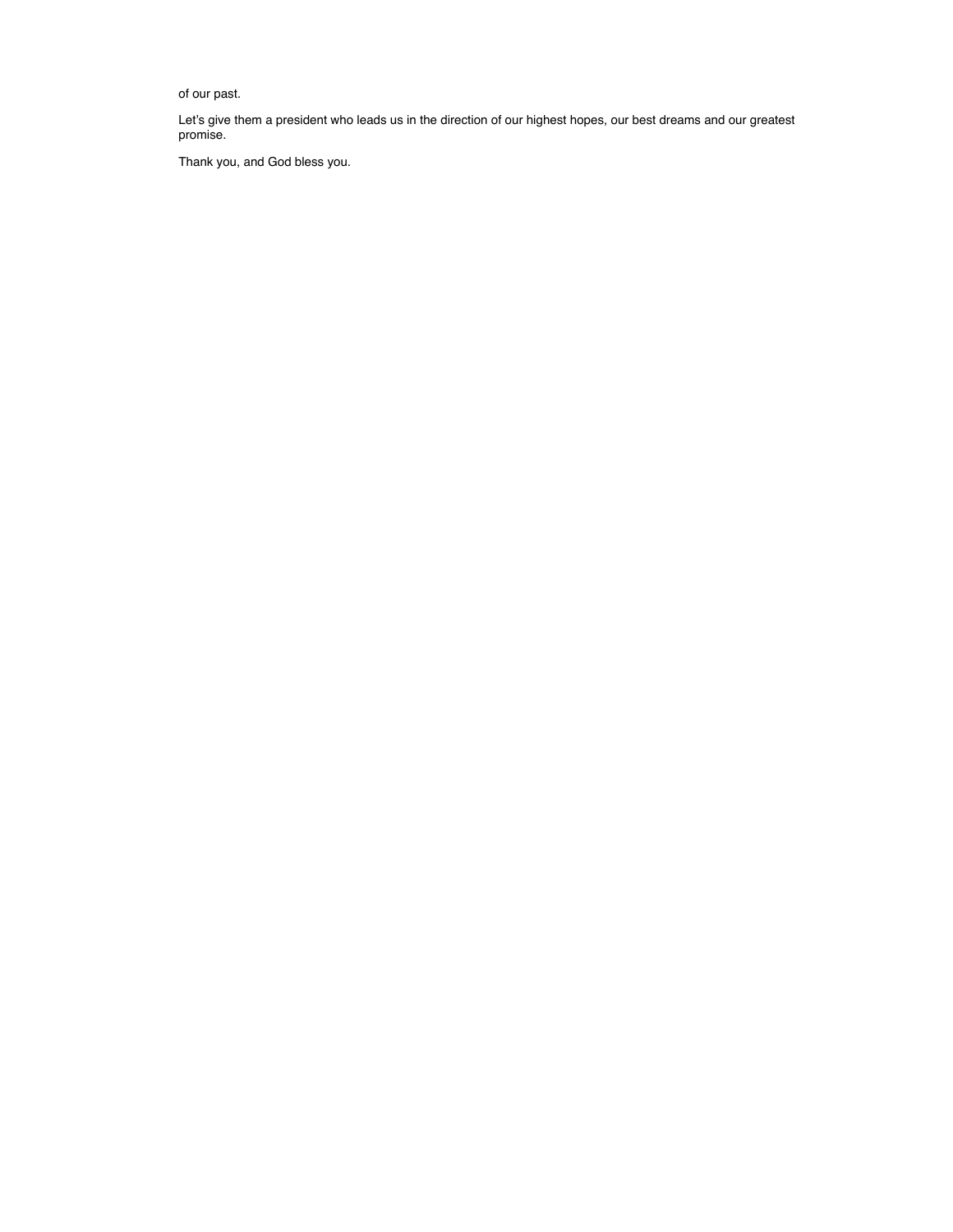of our past.

Let's give them a president who leads us in the direction of our highest hopes, our best dreams and our greatest promise.

Thank you, and God bless you.